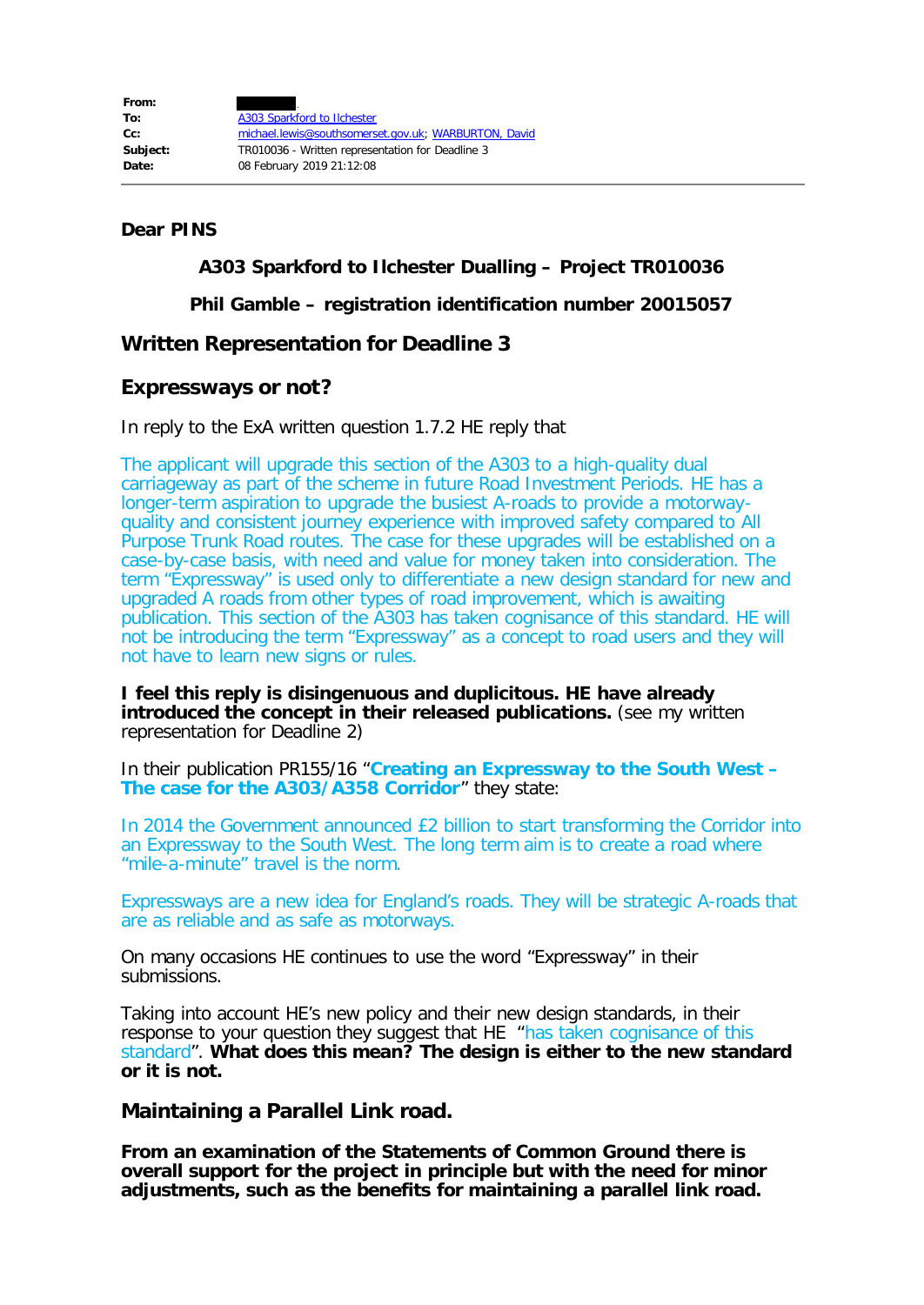**From:** 
**To:** A303 Sparkford to Ilchester
**Cc:** michael.lewis@southsomerset.gov.uk; WARBURTON, David
**Subject:** TR010036 - Written representation for Deadline 3
**Date:** 08 February 2019 21:12:08

---

**Dear PINS**

**A303 Sparkford to Ilchester Dualling – Project TR010036**

**Phil Gamble – registration identification number 20015057**

## Written Representation for Deadline 3

## Expressways or not?

In reply to the ExA written question 1.7.2 HE reply that

The applicant will upgrade this section of the A303 to a high-quality dual carriageway as part of the scheme in future Road Investment Periods. HE has a longer-term aspiration to upgrade the busiest A-roads to provide a motorway-quality and consistent journey experience with improved safety compared to All Purpose Trunk Road routes. The case for these upgrades will be established on a case-by-case basis, with need and value for money taken into consideration. The term "Expressway" is used only to differentiate a new design standard for new and upgraded A roads from other types of road improvement, which is awaiting publication. This section of the A303 has taken cognisance of this standard. HE will not be introducing the term "Expressway" as a concept to road users and they will not have to learn new signs or rules.

**I feel this reply is disingenuous and duplicitous. HE have already introduced the concept in their released publications.** (see my written representation for Deadline 2)

In their publication PR155/16 "**Creating an Expressway to the South West – The case for the A303/A358 Corridor**" they state:

In 2014 the Government announced £2 billion to start transforming the Corridor into an Expressway to the South West. The long term aim is to create a road where "mile-a-minute" travel is the norm.

Expressways are a new idea for England's roads. They will be strategic A-roads that are as reliable and as safe as motorways.

On many occasions HE continues to use the word "Expressway" in their submissions.

Taking into account HE's new policy and their new design standards, in their response to your question they suggest that HE "has taken cognisance of this standard". **What does this mean? The design is either to the new standard or it is not.**

## Maintaining a Parallel Link road.

**From an examination of the Statements of Common Ground there is overall support for the project in principle but with the need for minor adjustments, such as the benefits for maintaining a parallel link road.**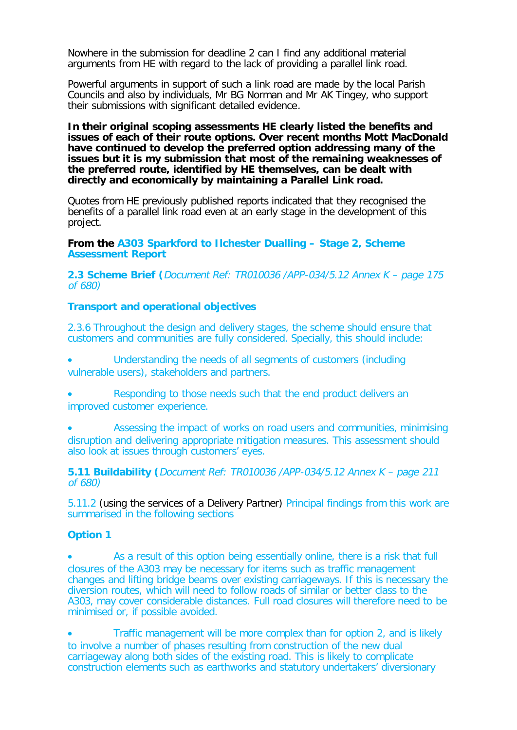Nowhere in the submission for deadline 2 can I find any additional material arguments from HE with regard to the lack of providing a parallel link road.

Powerful arguments in support of such a link road are made by the local Parish Councils and also by individuals, Mr BG Norman and Mr AK Tingey, who support their submissions with significant detailed evidence.

**In their original scoping assessments HE clearly listed the benefits and issues of each of their route options. Over recent months Mott MacDonald have continued to develop the preferred option addressing many of the issues but it is my submission that most of the remaining weaknesses of the preferred route, identified by HE themselves, can be dealt with directly and economically by maintaining a Parallel Link road.**

Quotes from HE previously published reports indicated that they recognised the benefits of a parallel link road even at an early stage in the development of this project.

**From the A303 Sparkford to Ilchester Dualling – Stage 2, Scheme Assessment Report**

**2.3 Scheme Brief (***Document Ref: TR010036 /APP-034/5.12 Annex K – page 175 of 680)*

**Transport and operational objectives**

2.3.6 Throughout the design and delivery stages, the scheme should ensure that customers and communities are fully considered. Specially, this should include:

- Understanding the needs of all segments of customers (including vulnerable users), stakeholders and partners.
- Responding to those needs such that the end product delivers an improved customer experience.
- Assessing the impact of works on road users and communities, minimising disruption and delivering appropriate mitigation measures. This assessment should also look at issues through customers' eyes.

**5.11 Buildability (***Document Ref: TR010036 /APP-034/5.12 Annex K – page 211 of 680)*

5.11.2 (using the services of a Delivery Partner) Principal findings from this work are summarised in the following sections

**Option 1**

- As a result of this option being essentially online, there is a risk that full closures of the A303 may be necessary for items such as traffic management changes and lifting bridge beams over existing carriageways. If this is necessary the diversion routes, which will need to follow roads of similar or better class to the A303, may cover considerable distances. Full road closures will therefore need to be minimised or, if possible avoided.
- Traffic management will be more complex than for option 2, and is likely to involve a number of phases resulting from construction of the new dual carriageway along both sides of the existing road. This is likely to complicate construction elements such as earthworks and statutory undertakers' diversionary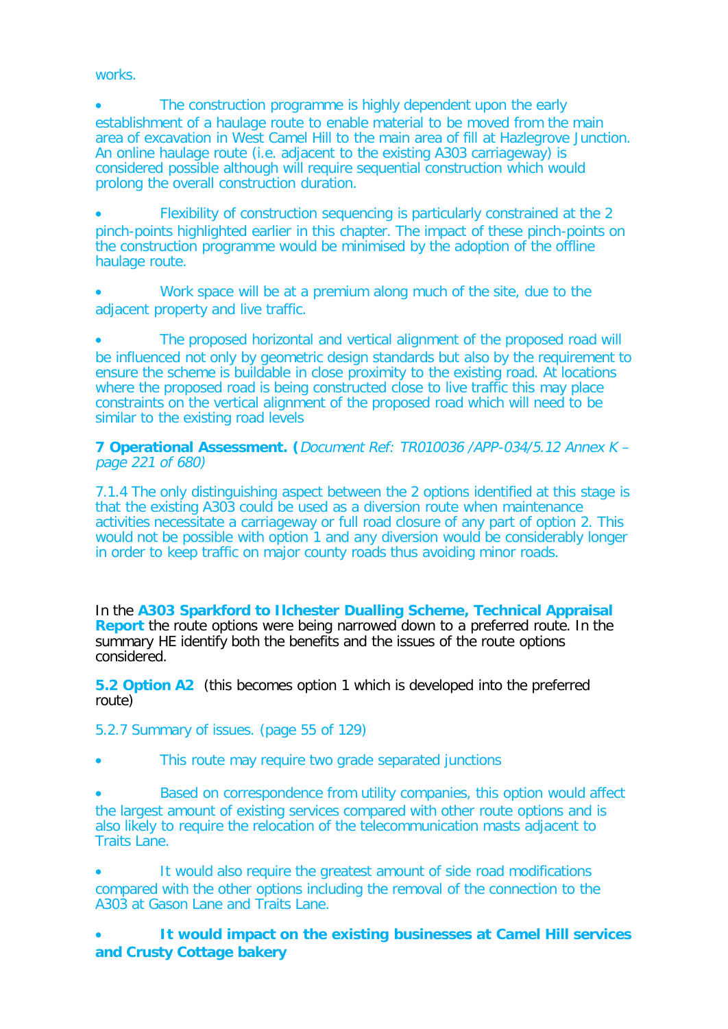works.

- The construction programme is highly dependent upon the early establishment of a haulage route to enable material to be moved from the main area of excavation in West Camel Hill to the main area of fill at Hazlegrove Junction. An online haulage route (i.e. adjacent to the existing A303 carriageway) is considered possible although will require sequential construction which would prolong the overall construction duration.

- Flexibility of construction sequencing is particularly constrained at the 2 pinch-points highlighted earlier in this chapter. The impact of these pinch-points on the construction programme would be minimised by the adoption of the offline haulage route.

- Work space will be at a premium along much of the site, due to the adjacent property and live traffic.

- The proposed horizontal and vertical alignment of the proposed road will be influenced not only by geometric design standards but also by the requirement to ensure the scheme is buildable in close proximity to the existing road. At locations where the proposed road is being constructed close to live traffic this may place constraints on the vertical alignment of the proposed road which will need to be similar to the existing road levels

**7 Operational Assessment. (***Document Ref: TR010036 /APP-034/5.12 Annex K – page 221 of 680)*

7.1.4 The only distinguishing aspect between the 2 options identified at this stage is that the existing A303 could be used as a diversion route when maintenance activities necessitate a carriageway or full road closure of any part of option 2. This would not be possible with option 1 and any diversion would be considerably longer in order to keep traffic on major county roads thus avoiding minor roads.

In the **A303 Sparkford to Ilchester Dualling Scheme, Technical Appraisal Report** the route options were being narrowed down to a preferred route. In the summary HE identify both the benefits and the issues of the route options considered.

**5.2 Option A2** (this becomes option 1 which is developed into the preferred route)

5.2.7 Summary of issues. (page 55 of 129)

- This route may require two grade separated junctions

- Based on correspondence from utility companies, this option would affect the largest amount of existing services compared with other route options and is also likely to require the relocation of the telecommunication masts adjacent to Traits Lane.

- It would also require the greatest amount of side road modifications compared with the other options including the removal of the connection to the A303 at Gason Lane and Traits Lane.

- **It would impact on the existing businesses at Camel Hill services and Crusty Cottage bakery**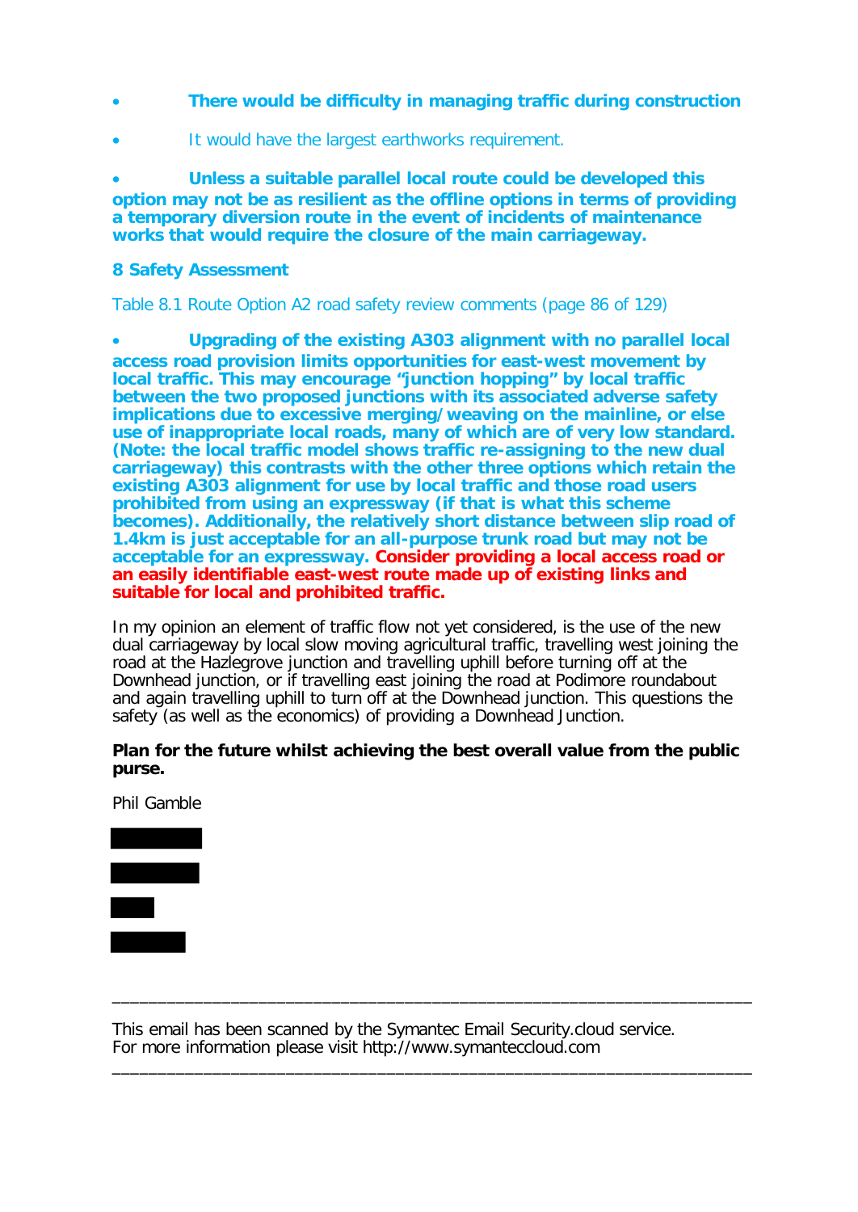- **There would be difficulty in managing traffic during construction**

- It would have the largest earthworks requirement.

- **Unless a suitable parallel local route could be developed this option may not be as resilient as the offline options in terms of providing a temporary diversion route in the event of incidents of maintenance works that would require the closure of the main carriageway.**

**8 Safety Assessment**

Table 8.1 Route Option A2 road safety review comments (page 86 of 129)

- **Upgrading of the existing A303 alignment with no parallel local access road provision limits opportunities for east-west movement by local traffic. This may encourage "junction hopping" by local traffic between the two proposed junctions with its associated adverse safety implications due to excessive merging/weaving on the mainline, or else use of inappropriate local roads, many of which are of very low standard. (Note: the local traffic model shows traffic re-assigning to the new dual carriageway) this contrasts with the other three options which retain the existing A303 alignment for use by local traffic and those road users prohibited from using an expressway (if that is what this scheme becomes). Additionally, the relatively short distance between slip road of 1.4km is just acceptable for an all-purpose trunk road but may not be acceptable for an expressway. Consider providing a local access road or an easily identifiable east-west route made up of existing links and suitable for local and prohibited traffic.**

In my opinion an element of traffic flow not yet considered, is the use of the new dual carriageway by local slow moving agricultural traffic, travelling west joining the road at the Hazlegrove junction and travelling uphill before turning off at the Downhead junction, or if travelling east joining the road at Podimore roundabout and again travelling uphill to turn off at the Downhead junction. This questions the safety (as well as the economics) of providing a Downhead Junction.

**Plan for the future whilst achieving the best overall value from the public purse.**

Phil Gamble

---

This email has been scanned by the Symantec Email Security.cloud service.
For more information please visit http://www.symanteccloud.com

---